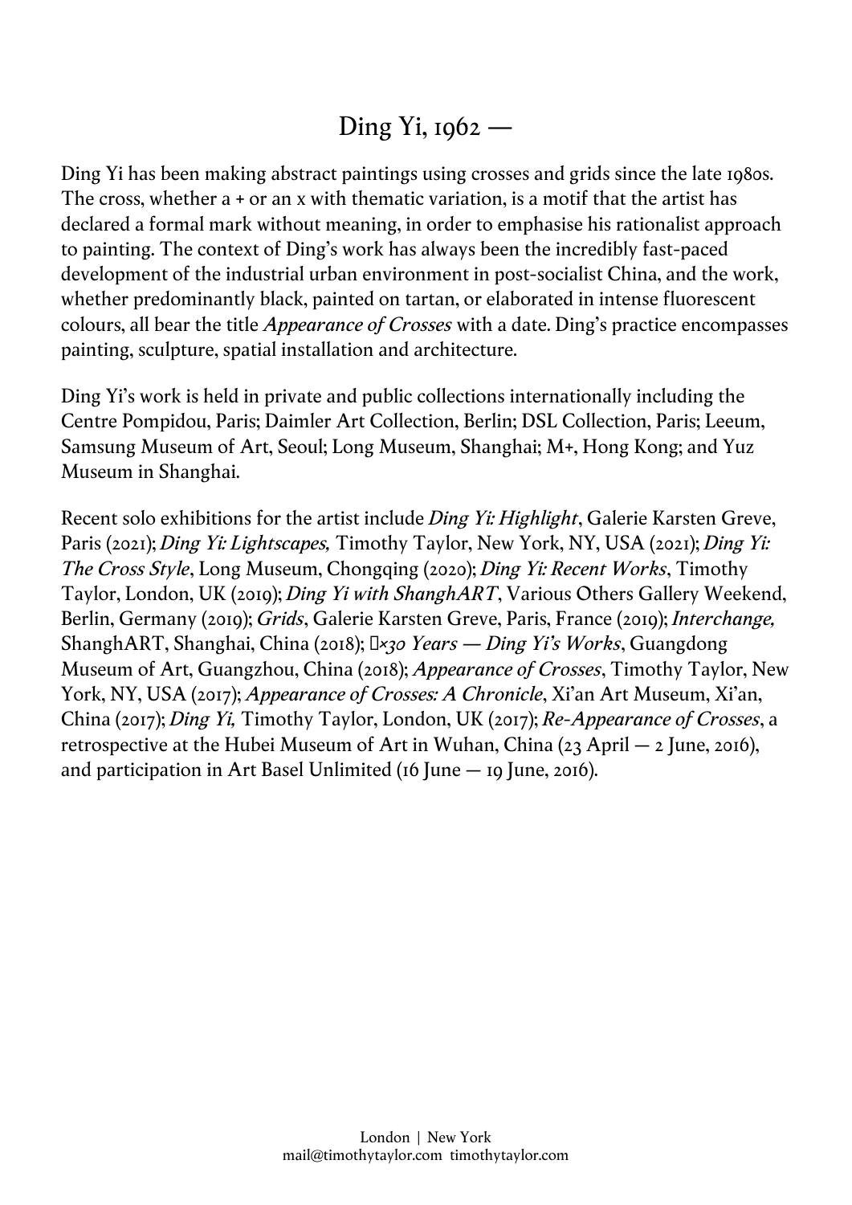# Ding Yi, 1962 —

Ding Yi has been making abstract paintings using crosses and grids since the late 1980s. The cross, whether a + or an x with thematic variation, is a motif that the artist has declared a formal mark without meaning, in order to emphasise his rationalist approach to painting. The context of Ding's work has always been the incredibly fast-paced development of the industrial urban environment in post-socialist China, and the work, whether predominantly black, painted on tartan, or elaborated in intense fluorescent colours, all bear the title *Appearance of Crosses* with a date. Ding's practice encompasses painting, sculpture, spatial installation and architecture.

Ding Yi's work is held in private and public collections internationally including the Centre Pompidou, Paris; Daimler Art Collection, Berlin; DSL Collection, Paris; Leeum, Samsung Museum of Art, Seoul; Long Museum, Shanghai; M+, Hong Kong; and Yuz Museum in Shanghai.

Recent solo exhibitions for the artist include *Ding Yi: Highlight*, Galerie Karsten Greve, Paris (2021); *Ding Yi: Lightscapes,* Timothy Taylor, New York, NY, USA (2021); *Ding Yi: The Cross Style*, Long Museum, Chongqing (2020); *Ding Yi: Recent Works*, Timothy Taylor, London, UK (2019); *Ding Yi with ShanghART*, Various Others Gallery Weekend, Berlin, Germany (2019); *Grids*, Galerie Karsten Greve, Paris, France (2019); *Interchange,* ShanghART, Shanghai, China (2018); *十×30 Years — Ding Yi's Works*, Guangdong Museum of Art, Guangzhou, China (2018); *Appearance of Crosses*, Timothy Taylor, New York, NY, USA (2017); *Appearance of Crosses: A Chronicle*, Xi'an Art Museum, Xi'an, China (2017); *Ding Yi,* Timothy Taylor, London, UK (2017); *Re-Appearance of Crosses*, a retrospective at the Hubei Museum of Art in Wuhan, China (23 April — 2 June, 2016), and participation in Art Basel Unlimited (16 June — 19 June, 2016).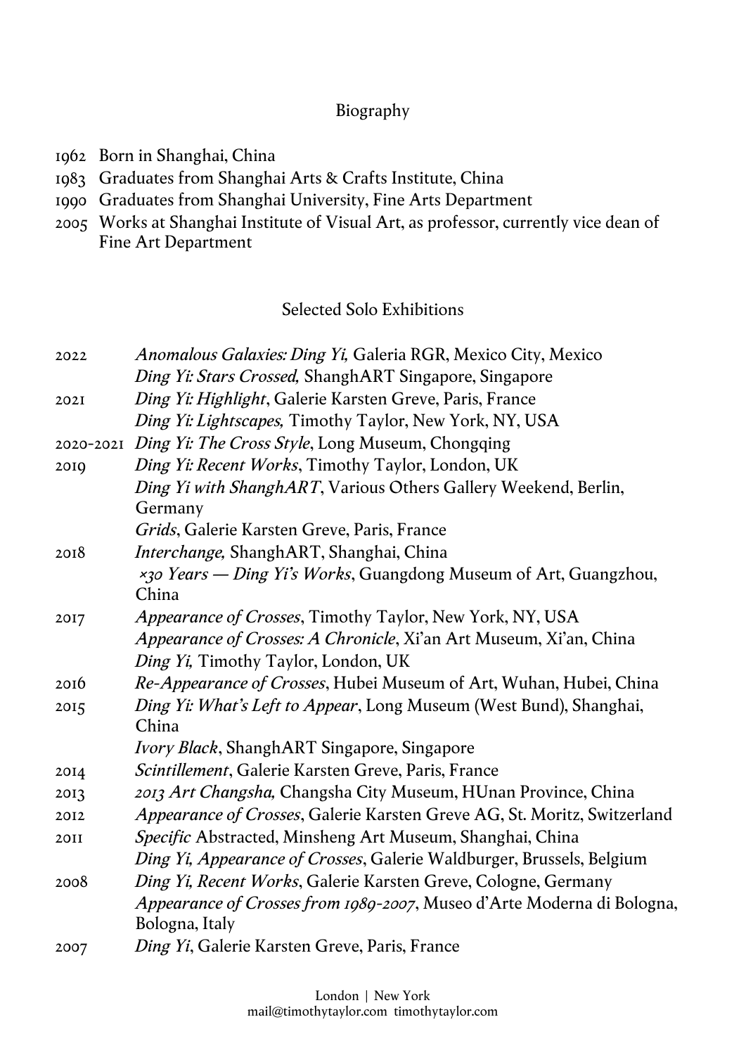## Biography

1962 Born in Shanghai, China
1983 Graduates from Shanghai Arts & Crafts Institute, China
1990 Graduates from Shanghai University, Fine Arts Department
2005 Works at Shanghai Institute of Visual Art, as professor, currently vice dean of Fine Art Department

## Selected Solo Exhibitions

2022 *Anomalous Galaxies: Ding Yi,* Galeria RGR, Mexico City, Mexico
*Ding Yi: Stars Crossed,* ShanghART Singapore, Singapore

2021 *Ding Yi: Highlight*, Galerie Karsten Greve, Paris, France
*Ding Yi: Lightscapes,* Timothy Taylor, New York, NY, USA

2020-2021 *Ding Yi: The Cross Style*, Long Museum, Chongqing

2019 *Ding Yi: Recent Works*, Timothy Taylor, London, UK
*Ding Yi with ShanghART*, Various Others Gallery Weekend, Berlin, Germany
*Grids*, Galerie Karsten Greve, Paris, France

2018 *Interchange,* ShanghART, Shanghai, China
*×30 Years — Ding Yi's Works*, Guangdong Museum of Art, Guangzhou, China

2017 *Appearance of Crosses*, Timothy Taylor, New York, NY, USA
*Appearance of Crosses: A Chronicle*, Xi'an Art Museum, Xi'an, China
*Ding Yi,* Timothy Taylor, London, UK

2016 *Re-Appearance of Crosses*, Hubei Museum of Art, Wuhan, Hubei, China

2015 *Ding Yi: What's Left to Appear*, Long Museum (West Bund), Shanghai, China
*Ivory Black*, ShanghART Singapore, Singapore

2014 *Scintillement*, Galerie Karsten Greve, Paris, France

2013 *2013 Art Changsha,* Changsha City Museum, HUnan Province, China

2012 *Appearance of Crosses*, Galerie Karsten Greve AG, St. Moritz, Switzerland

2011 *Specific* Abstracted, Minsheng Art Museum, Shanghai, China
*Ding Yi, Appearance of Crosses*, Galerie Waldburger, Brussels, Belgium

2008 *Ding Yi, Recent Works*, Galerie Karsten Greve, Cologne, Germany
*Appearance of Crosses from 1989-2007*, Museo d'Arte Moderna di Bologna, Bologna, Italy

2007 *Ding Yi*, Galerie Karsten Greve, Paris, France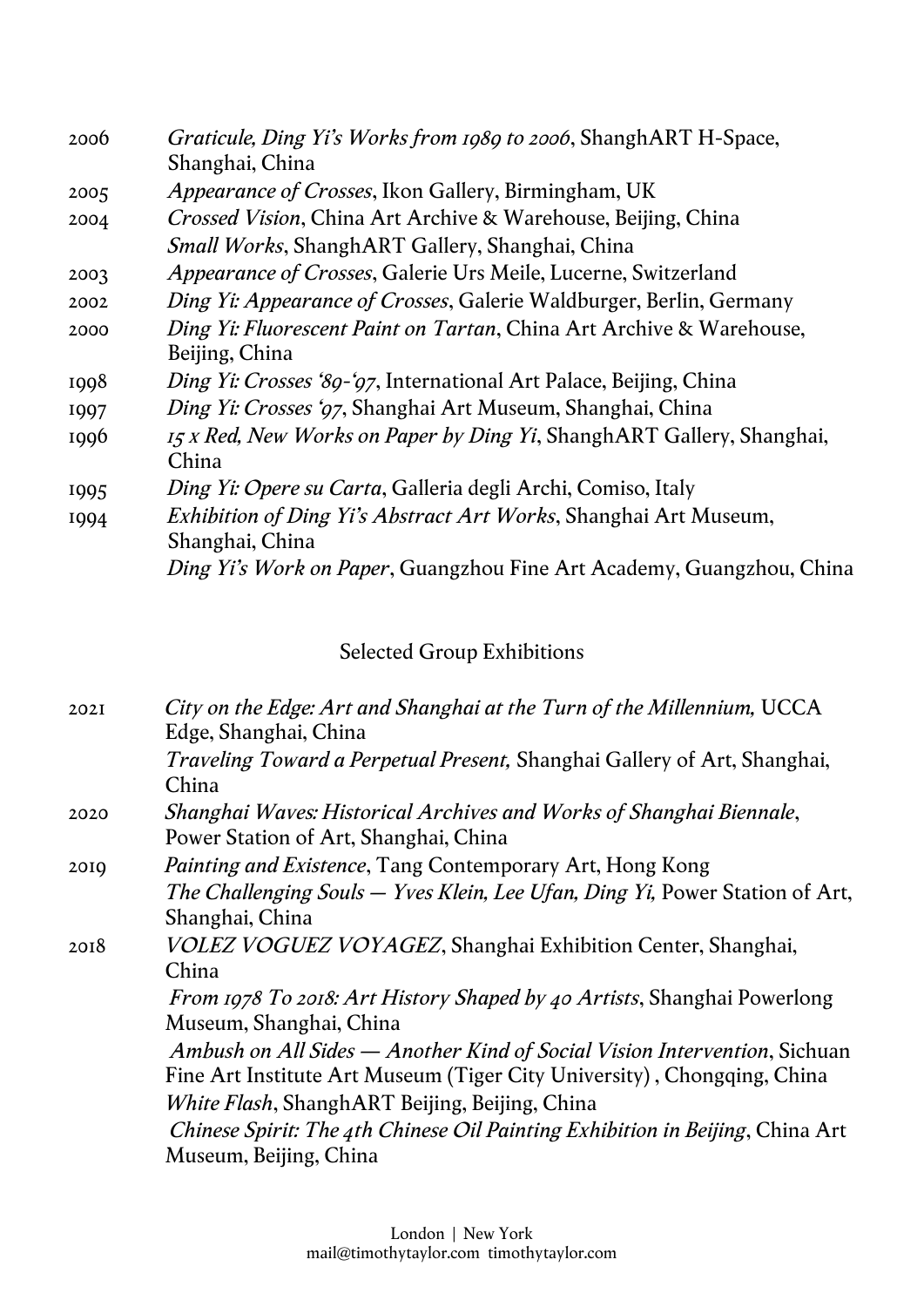2006 *Graticule, Ding Yi's Works from 1989 to 2006*, ShanghART H-Space, Shanghai, China

2005 *Appearance of Crosses*, Ikon Gallery, Birmingham, UK

2004 *Crossed Vision*, China Art Archive & Warehouse, Beijing, China

*Small Works*, ShanghART Gallery, Shanghai, China

2003 *Appearance of Crosses*, Galerie Urs Meile, Lucerne, Switzerland

2002 *Ding Yi: Appearance of Crosses*, Galerie Waldburger, Berlin, Germany

2000 *Ding Yi: Fluorescent Paint on Tartan*, China Art Archive & Warehouse, Beijing, China

1998 *Ding Yi: Crosses '89-'97*, International Art Palace, Beijing, China

1997 *Ding Yi: Crosses '97*, Shanghai Art Museum, Shanghai, China

1996 *15 x Red, New Works on Paper by Ding Yi*, ShanghART Gallery, Shanghai, China

1995 *Ding Yi: Opere su Carta*, Galleria degli Archi, Comiso, Italy

1994 *Exhibition of Ding Yi's Abstract Art Works*, Shanghai Art Museum, Shanghai, China

*Ding Yi's Work on Paper*, Guangzhou Fine Art Academy, Guangzhou, China

## Selected Group Exhibitions

2021 *City on the Edge: Art and Shanghai at the Turn of the Millennium,* UCCA Edge, Shanghai, China

*Traveling Toward a Perpetual Present,* Shanghai Gallery of Art, Shanghai, China

2020 *Shanghai Waves: Historical Archives and Works of Shanghai Biennale*, Power Station of Art, Shanghai, China

2019 *Painting and Existence*, Tang Contemporary Art, Hong Kong

*The Challenging Souls — Yves Klein, Lee Ufan, Ding Yi,* Power Station of Art, Shanghai, China

2018 *VOLEZ VOGUEZ VOYAGEZ*, Shanghai Exhibition Center, Shanghai, China

*From 1978 To 2018: Art History Shaped by 40 Artists*, Shanghai Powerlong Museum, Shanghai, China

*Ambush on All Sides — Another Kind of Social Vision Intervention*, Sichuan Fine Art Institute Art Museum (Tiger City University) , Chongqing, China

*White Flash*, ShanghART Beijing, Beijing, China

*Chinese Spirit: The 4th Chinese Oil Painting Exhibition in Beijing*, China Art Museum, Beijing, China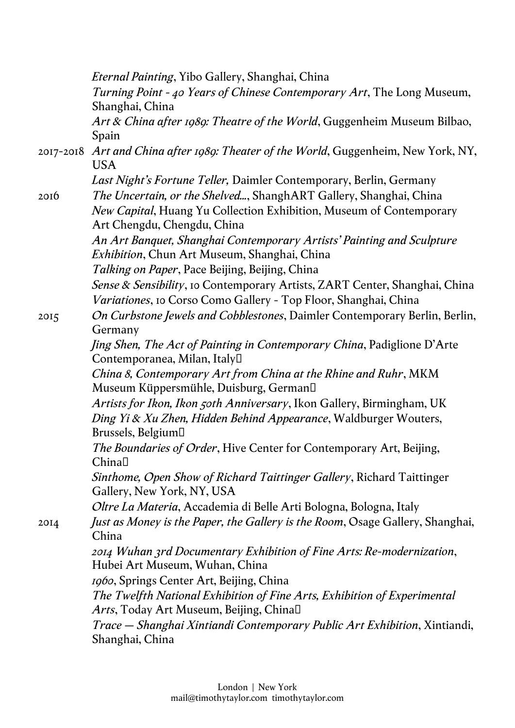*Eternal Painting*, Yibo Gallery, Shanghai, China
*Turning Point - 40 Years of Chinese Contemporary Art*, The Long Museum, Shanghai, China
*Art & China after 1989: Theatre of the World*, Guggenheim Museum Bilbao, Spain

2017-2018 *Art and China after 1989: Theater of the World*, Guggenheim, New York, NY, USA
*Last Night's Fortune Teller,* Daimler Contemporary, Berlin, Germany

2016 *The Uncertain, or the Shelved...*, ShanghART Gallery, Shanghai, China
*New Capital*, Huang Yu Collection Exhibition, Museum of Contemporary Art Chengdu, Chengdu, China
*An Art Banquet, Shanghai Contemporary Artists' Painting and Sculpture Exhibition*, Chun Art Museum, Shanghai, China
*Talking on Paper*, Pace Beijing, Beijing, China
*Sense & Sensibility*, 10 Contemporary Artists, ZART Center, Shanghai, China
*Variationes*, 10 Corso Como Gallery - Top Floor, Shanghai, China

2015 *On Curbstone Jewels and Cobblestones*, Daimler Contemporary Berlin, Berlin, Germany
*Jing Shen, The Act of Painting in Contemporary China*, Padiglione D'Arte Contemporanea, Milan, Italy
*China 8, Contemporary Art from China at the Rhine and Ruhr*, MKM Museum Küppersmühle, Duisburg, German
*Artists for Ikon, Ikon 50th Anniversary*, Ikon Gallery, Birmingham, UK
*Ding Yi & Xu Zhen, Hidden Behind Appearance*, Waldburger Wouters, Brussels, Belgium
*The Boundaries of Order*, Hive Center for Contemporary Art, Beijing, China
*Sinthome, Open Show of Richard Taittinger Gallery*, Richard Taittinger Gallery, New York, NY, USA
*Oltre La Materia*, Accademia di Belle Arti Bologna, Bologna, Italy

2014 *Just as Money is the Paper, the Gallery is the Room*, Osage Gallery, Shanghai, China
*2014 Wuhan 3rd Documentary Exhibition of Fine Arts: Re-modernization*, Hubei Art Museum, Wuhan, China
*1960*, Springs Center Art, Beijing, China
*The Twelfth National Exhibition of Fine Arts, Exhibition of Experimental Arts*, Today Art Museum, Beijing, China
*Trace — Shanghai Xintiandi Contemporary Public Art Exhibition*, Xintiandi, Shanghai, China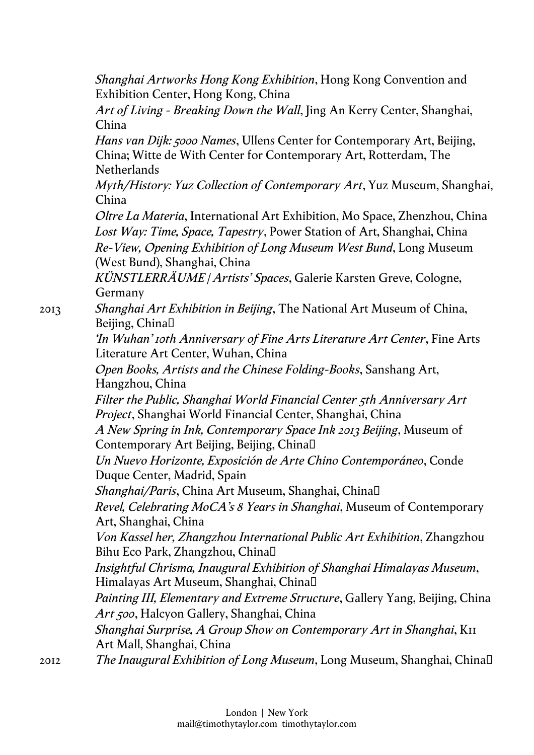*Shanghai Artworks Hong Kong Exhibition*, Hong Kong Convention and Exhibition Center, Hong Kong, China

*Art of Living - Breaking Down the Wall*, Jing An Kerry Center, Shanghai, China

*Hans van Dijk: 5000 Names*, Ullens Center for Contemporary Art, Beijing, China; Witte de With Center for Contemporary Art, Rotterdam, The Netherlands

*Myth/History: Yuz Collection of Contemporary Art*, Yuz Museum, Shanghai, China

*Oltre La Materia*, International Art Exhibition, Mo Space, Zhenzhou, China

*Lost Way: Time, Space, Tapestry*, Power Station of Art, Shanghai, China

*Re-View, Opening Exhibition of Long Museum West Bund*, Long Museum (West Bund), Shanghai, China

*KÜNSTLERRÄUME | Artists' Spaces*, Galerie Karsten Greve, Cologne, Germany

2013

*Shanghai Art Exhibition in Beijing*, The National Art Museum of China, Beijing, China

*'In Wuhan' 10th Anniversary of Fine Arts Literature Art Center*, Fine Arts Literature Art Center, Wuhan, China

*Open Books, Artists and the Chinese Folding-Books*, Sanshang Art, Hangzhou, China

*Filter the Public, Shanghai World Financial Center 5th Anniversary Art Project*, Shanghai World Financial Center, Shanghai, China

*A New Spring in Ink, Contemporary Space Ink 2013 Beijing*, Museum of Contemporary Art Beijing, Beijing, China

*Un Nuevo Horizonte, Exposición de Arte Chino Contemporáneo*, Conde Duque Center, Madrid, Spain

*Shanghai/Paris*, China Art Museum, Shanghai, China

*Revel, Celebrating MoCA's 8 Years in Shanghai*, Museum of Contemporary Art, Shanghai, China

*Von Kassel her, Zhangzhou International Public Art Exhibition*, Zhangzhou Bihu Eco Park, Zhangzhou, China

*Insightful Chrisma, Inaugural Exhibition of Shanghai Himalayas Museum*, Himalayas Art Museum, Shanghai, China

*Painting III, Elementary and Extreme Structure*, Gallery Yang, Beijing, China

*Art 500*, Halcyon Gallery, Shanghai, China

*Shanghai Surprise, A Group Show on Contemporary Art in Shanghai*, K11 Art Mall, Shanghai, China

2012

*The Inaugural Exhibition of Long Museum*, Long Museum, Shanghai, China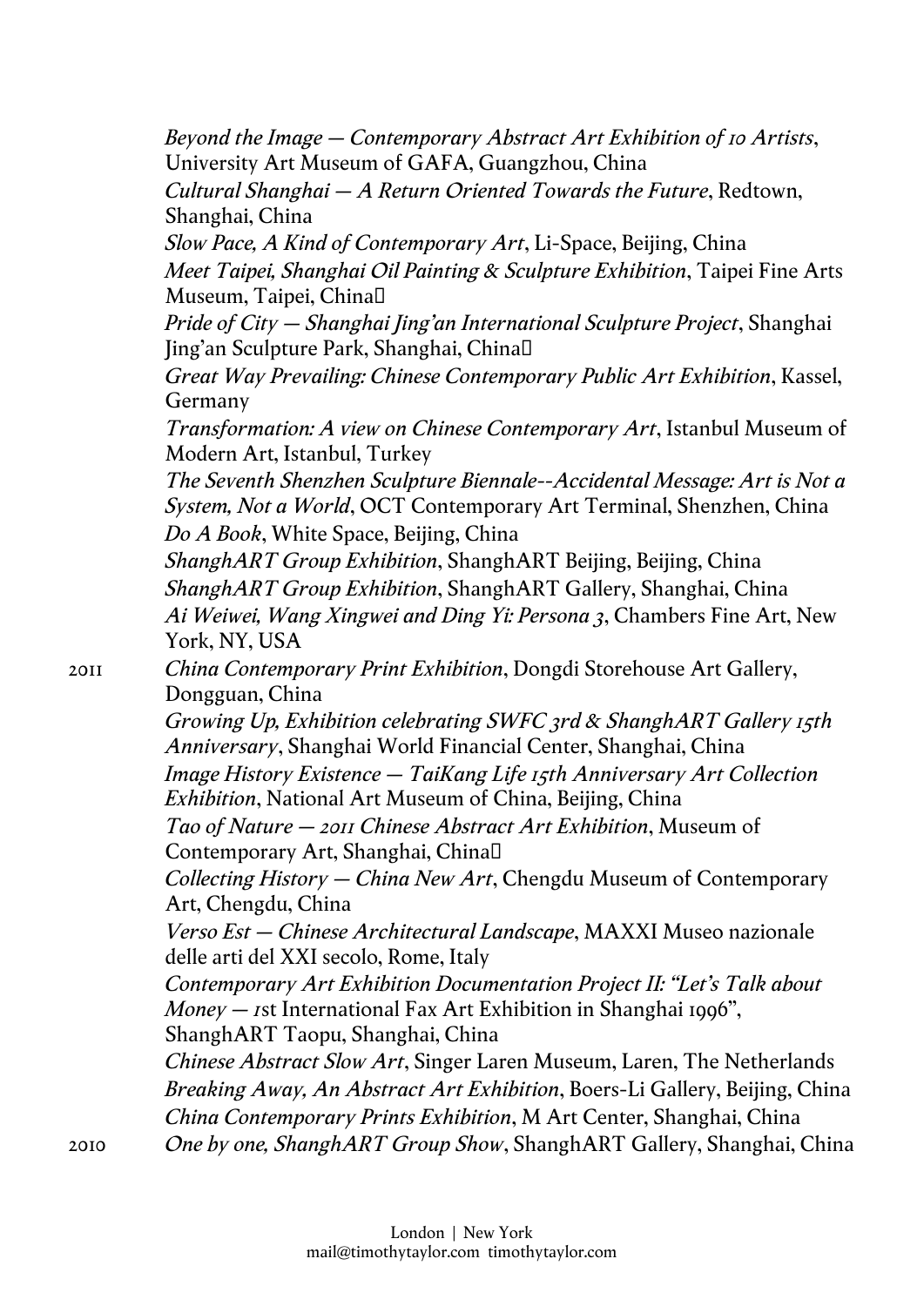*Beyond the Image — Contemporary Abstract Art Exhibition of 10 Artists*, University Art Museum of GAFA, Guangzhou, China

*Cultural Shanghai — A Return Oriented Towards the Future*, Redtown, Shanghai, China

*Slow Pace, A Kind of Contemporary Art*, Li-Space, Beijing, China

*Meet Taipei, Shanghai Oil Painting & Sculpture Exhibition*, Taipei Fine Arts Museum, Taipei, China

*Pride of City — Shanghai Jing'an International Sculpture Project*, Shanghai Jing'an Sculpture Park, Shanghai, China

*Great Way Prevailing: Chinese Contemporary Public Art Exhibition*, Kassel, Germany

*Transformation: A view on Chinese Contemporary Art*, Istanbul Museum of Modern Art, Istanbul, Turkey

*The Seventh Shenzhen Sculpture Biennale--Accidental Message: Art is Not a System, Not a World*, OCT Contemporary Art Terminal, Shenzhen, China

*Do A Book*, White Space, Beijing, China

*ShanghART Group Exhibition*, ShanghART Beijing, Beijing, China

*ShanghART Group Exhibition*, ShanghART Gallery, Shanghai, China

*Ai Weiwei, Wang Xingwei and Ding Yi: Persona 3*, Chambers Fine Art, New York, NY, USA

2011 *China Contemporary Print Exhibition*, Dongdi Storehouse Art Gallery, Dongguan, China

*Growing Up, Exhibition celebrating SWFC 3rd & ShanghART Gallery 15th Anniversary*, Shanghai World Financial Center, Shanghai, China

*Image History Existence — TaiKang Life 15th Anniversary Art Collection Exhibition*, National Art Museum of China, Beijing, China

*Tao of Nature — 2011 Chinese Abstract Art Exhibition*, Museum of Contemporary Art, Shanghai, China

*Collecting History — China New Art*, Chengdu Museum of Contemporary Art, Chengdu, China

*Verso Est — Chinese Architectural Landscape*, MAXXI Museo nazionale delle arti del XXI secolo, Rome, Italy

*Contemporary Art Exhibition Documentation Project II: "Let's Talk about Money — 1*st International Fax Art Exhibition in Shanghai 1996", ShanghART Taopu, Shanghai, China

*Chinese Abstract Slow Art*, Singer Laren Museum, Laren, The Netherlands

*Breaking Away, An Abstract Art Exhibition*, Boers-Li Gallery, Beijing, China

*China Contemporary Prints Exhibition*, M Art Center, Shanghai, China

2010 *One by one, ShanghART Group Show*, ShanghART Gallery, Shanghai, China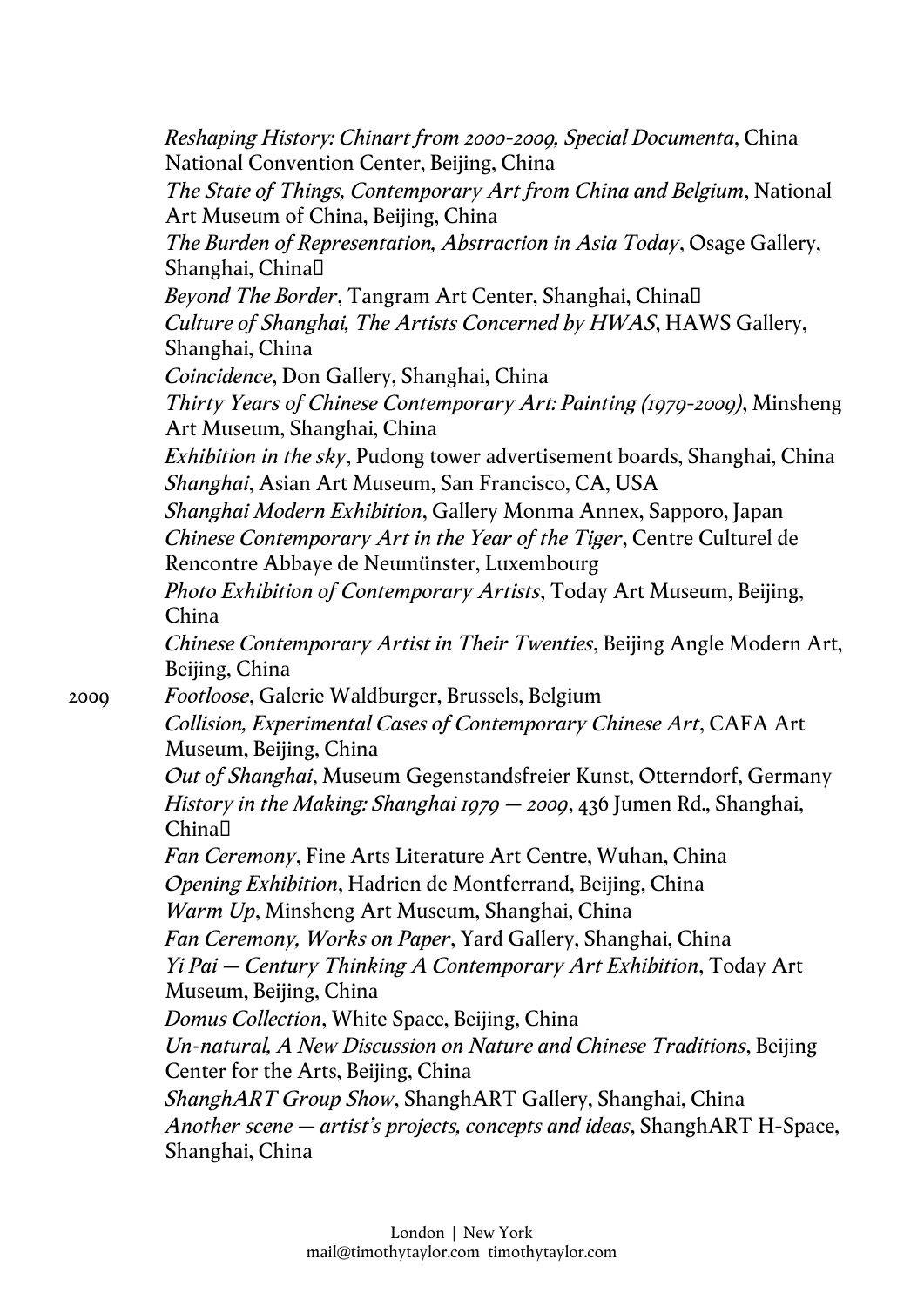*Reshaping History: Chinart from 2000-2009, Special Documenta*, China National Convention Center, Beijing, China
*The State of Things, Contemporary Art from China and Belgium*, National Art Museum of China, Beijing, China
*The Burden of Representation, Abstraction in Asia Today*, Osage Gallery, Shanghai, China
*Beyond The Border*, Tangram Art Center, Shanghai, China
*Culture of Shanghai, The Artists Concerned by HWAS*, HAWS Gallery, Shanghai, China
*Coincidence*, Don Gallery, Shanghai, China
*Thirty Years of Chinese Contemporary Art: Painting (1979-2009)*, Minsheng Art Museum, Shanghai, China
*Exhibition in the sky*, Pudong tower advertisement boards, Shanghai, China
*Shanghai*, Asian Art Museum, San Francisco, CA, USA
*Shanghai Modern Exhibition*, Gallery Monma Annex, Sapporo, Japan
*Chinese Contemporary Art in the Year of the Tiger*, Centre Culturel de Rencontre Abbaye de Neumünster, Luxembourg
*Photo Exhibition of Contemporary Artists*, Today Art Museum, Beijing, China
*Chinese Contemporary Artist in Their Twenties*, Beijing Angle Modern Art, Beijing, China

2009 *Footloose*, Galerie Waldburger, Brussels, Belgium
*Collision, Experimental Cases of Contemporary Chinese Art*, CAFA Art Museum, Beijing, China
*Out of Shanghai*, Museum Gegenstandsfreier Kunst, Otterndorf, Germany
*History in the Making: Shanghai 1979 — 2009*, 436 Jumen Rd., Shanghai, China
*Fan Ceremony*, Fine Arts Literature Art Centre, Wuhan, China
*Opening Exhibition*, Hadrien de Montferrand, Beijing, China
*Warm Up*, Minsheng Art Museum, Shanghai, China
*Fan Ceremony, Works on Paper*, Yard Gallery, Shanghai, China
*Yi Pai — Century Thinking A Contemporary Art Exhibition*, Today Art Museum, Beijing, China
*Domus Collection*, White Space, Beijing, China
*Un-natural, A New Discussion on Nature and Chinese Traditions*, Beijing Center for the Arts, Beijing, China
*ShanghART Group Show*, ShanghART Gallery, Shanghai, China
*Another scene — artist's projects, concepts and ideas*, ShanghART H-Space, Shanghai, China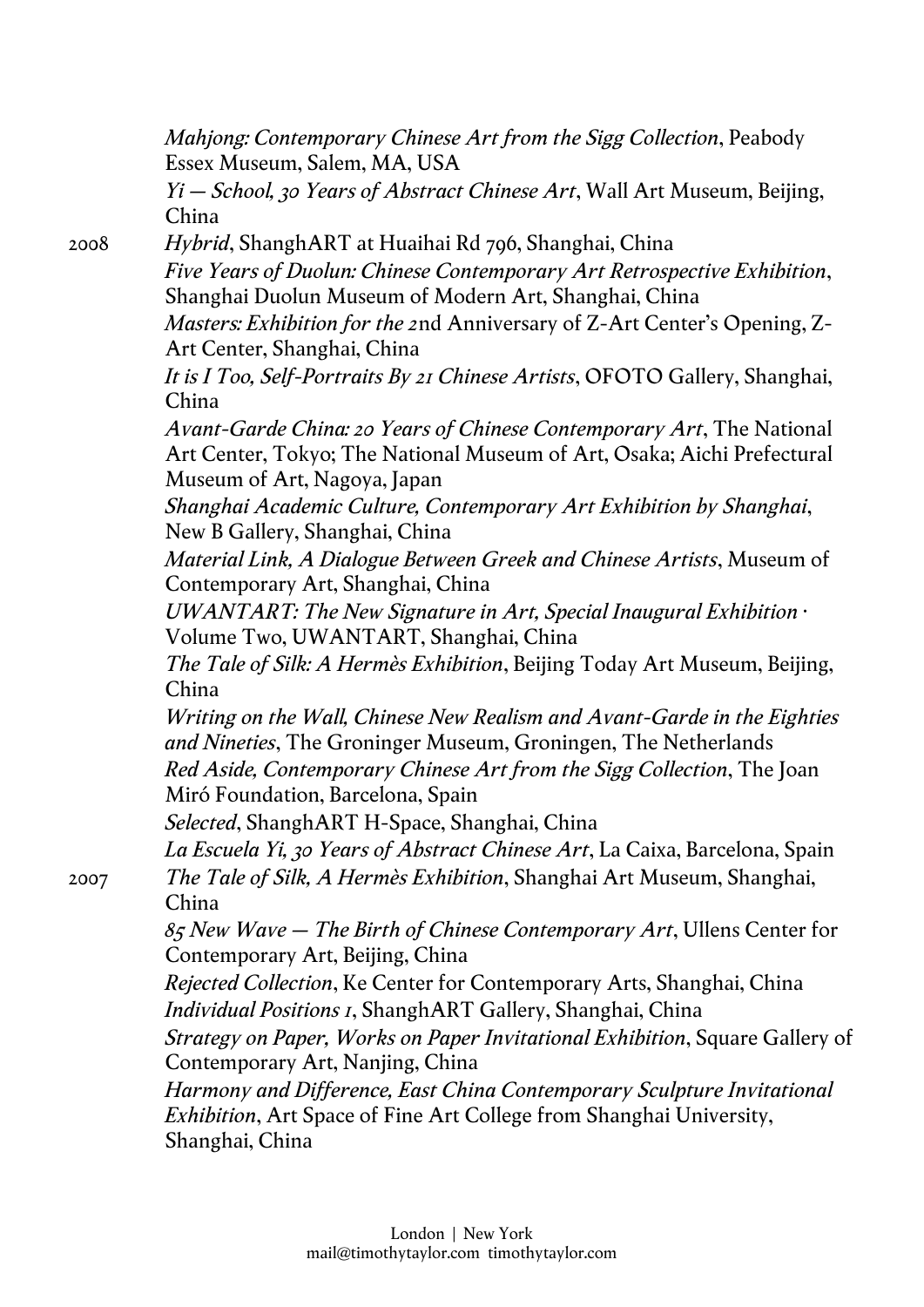*Mahjong: Contemporary Chinese Art from the Sigg Collection*, Peabody Essex Museum, Salem, MA, USA

*Yi — School, 30 Years of Abstract Chinese Art*, Wall Art Museum, Beijing, China

2008

*Hybrid*, ShanghART at Huaihai Rd 796, Shanghai, China

*Five Years of Duolun: Chinese Contemporary Art Retrospective Exhibition*, Shanghai Duolun Museum of Modern Art, Shanghai, China

*Masters: Exhibition for the 2*nd Anniversary of Z-Art Center's Opening, Z-Art Center, Shanghai, China

*It is I Too, Self-Portraits By 21 Chinese Artists*, OFOTO Gallery, Shanghai, China

*Avant-Garde China: 20 Years of Chinese Contemporary Art*, The National Art Center, Tokyo; The National Museum of Art, Osaka; Aichi Prefectural Museum of Art, Nagoya, Japan

*Shanghai Academic Culture, Contemporary Art Exhibition by Shanghai*, New B Gallery, Shanghai, China

*Material Link, A Dialogue Between Greek and Chinese Artists*, Museum of Contemporary Art, Shanghai, China

*UWANTART: The New Signature in Art, Special Inaugural Exhibition ·* Volume Two, UWANTART, Shanghai, China

*The Tale of Silk: A Hermès Exhibition*, Beijing Today Art Museum, Beijing, China

*Writing on the Wall, Chinese New Realism and Avant-Garde in the Eighties and Nineties*, The Groninger Museum, Groningen, The Netherlands

*Red Aside, Contemporary Chinese Art from the Sigg Collection*, The Joan Miró Foundation, Barcelona, Spain

*Selected*, ShanghART H-Space, Shanghai, China

*La Escuela Yi, 30 Years of Abstract Chinese Art*, La Caixa, Barcelona, Spain

2007

*The Tale of Silk, A Hermès Exhibition*, Shanghai Art Museum, Shanghai, China

*85 New Wave — The Birth of Chinese Contemporary Art*, Ullens Center for Contemporary Art, Beijing, China

*Rejected Collection*, Ke Center for Contemporary Arts, Shanghai, China

*Individual Positions 1*, ShanghART Gallery, Shanghai, China

*Strategy on Paper, Works on Paper Invitational Exhibition*, Square Gallery of Contemporary Art, Nanjing, China

*Harmony and Difference, East China Contemporary Sculpture Invitational Exhibition*, Art Space of Fine Art College from Shanghai University, Shanghai, China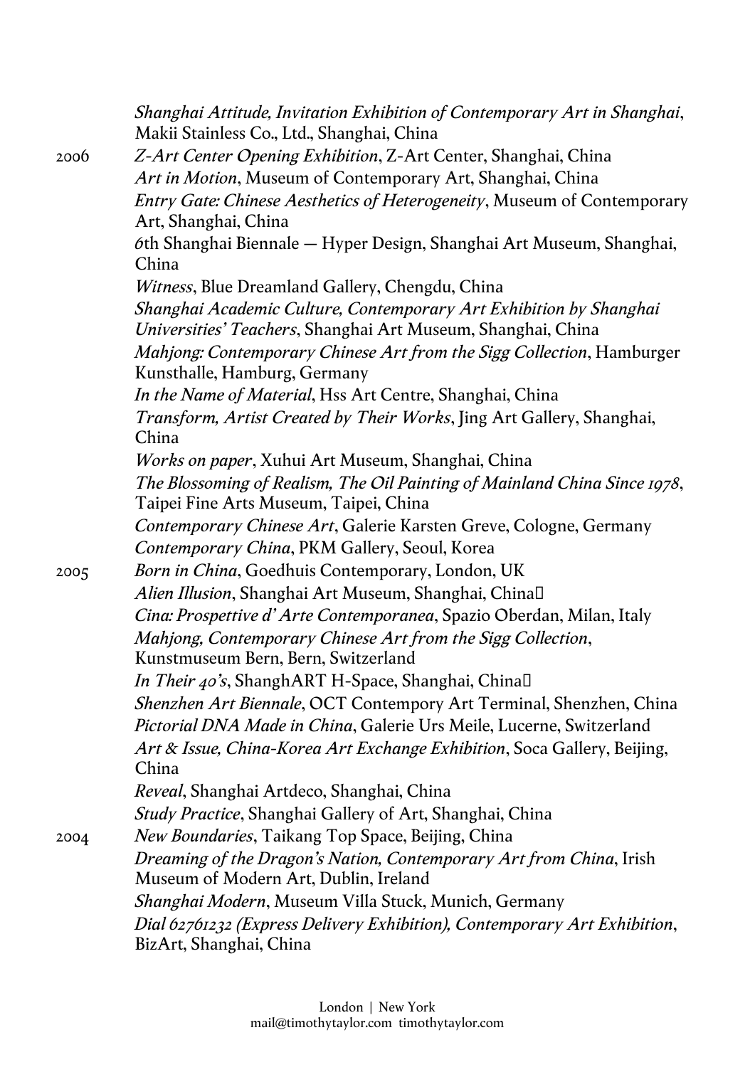*Shanghai Attitude, Invitation Exhibition of Contemporary Art in Shanghai*, Makii Stainless Co., Ltd., Shanghai, China

2006 *Z-Art Center Opening Exhibition*, Z-Art Center, Shanghai, China
*Art in Motion*, Museum of Contemporary Art, Shanghai, China
*Entry Gate: Chinese Aesthetics of Heterogeneity*, Museum of Contemporary Art, Shanghai, China
6th Shanghai Biennale — Hyper Design, Shanghai Art Museum, Shanghai, China
*Witness*, Blue Dreamland Gallery, Chengdu, China
*Shanghai Academic Culture, Contemporary Art Exhibition by Shanghai Universities' Teachers*, Shanghai Art Museum, Shanghai, China
*Mahjong: Contemporary Chinese Art from the Sigg Collection*, Hamburger Kunsthalle, Hamburg, Germany
*In the Name of Material*, Hss Art Centre, Shanghai, China
*Transform, Artist Created by Their Works*, Jing Art Gallery, Shanghai, China
*Works on paper*, Xuhui Art Museum, Shanghai, China
*The Blossoming of Realism, The Oil Painting of Mainland China Since 1978*, Taipei Fine Arts Museum, Taipei, China
*Contemporary Chinese Art*, Galerie Karsten Greve, Cologne, Germany
*Contemporary China*, PKM Gallery, Seoul, Korea

2005 *Born in China*, Goedhuis Contemporary, London, UK
*Alien Illusion*, Shanghai Art Museum, Shanghai, China
*Cina: Prospettive d' Arte Contemporanea*, Spazio Oberdan, Milan, Italy
*Mahjong, Contemporary Chinese Art from the Sigg Collection*, Kunstmuseum Bern, Bern, Switzerland
*In Their 40's*, ShanghART H-Space, Shanghai, China
*Shenzhen Art Biennale*, OCT Contempory Art Terminal, Shenzhen, China
*Pictorial DNA Made in China*, Galerie Urs Meile, Lucerne, Switzerland
*Art & Issue, China-Korea Art Exchange Exhibition*, Soca Gallery, Beijing, China
*Reveal*, Shanghai Artdeco, Shanghai, China
*Study Practice*, Shanghai Gallery of Art, Shanghai, China

2004 *New Boundaries*, Taikang Top Space, Beijing, China
*Dreaming of the Dragon's Nation, Contemporary Art from China*, Irish Museum of Modern Art, Dublin, Ireland
*Shanghai Modern*, Museum Villa Stuck, Munich, Germany
*Dial 62761232 (Express Delivery Exhibition), Contemporary Art Exhibition*, BizArt, Shanghai, China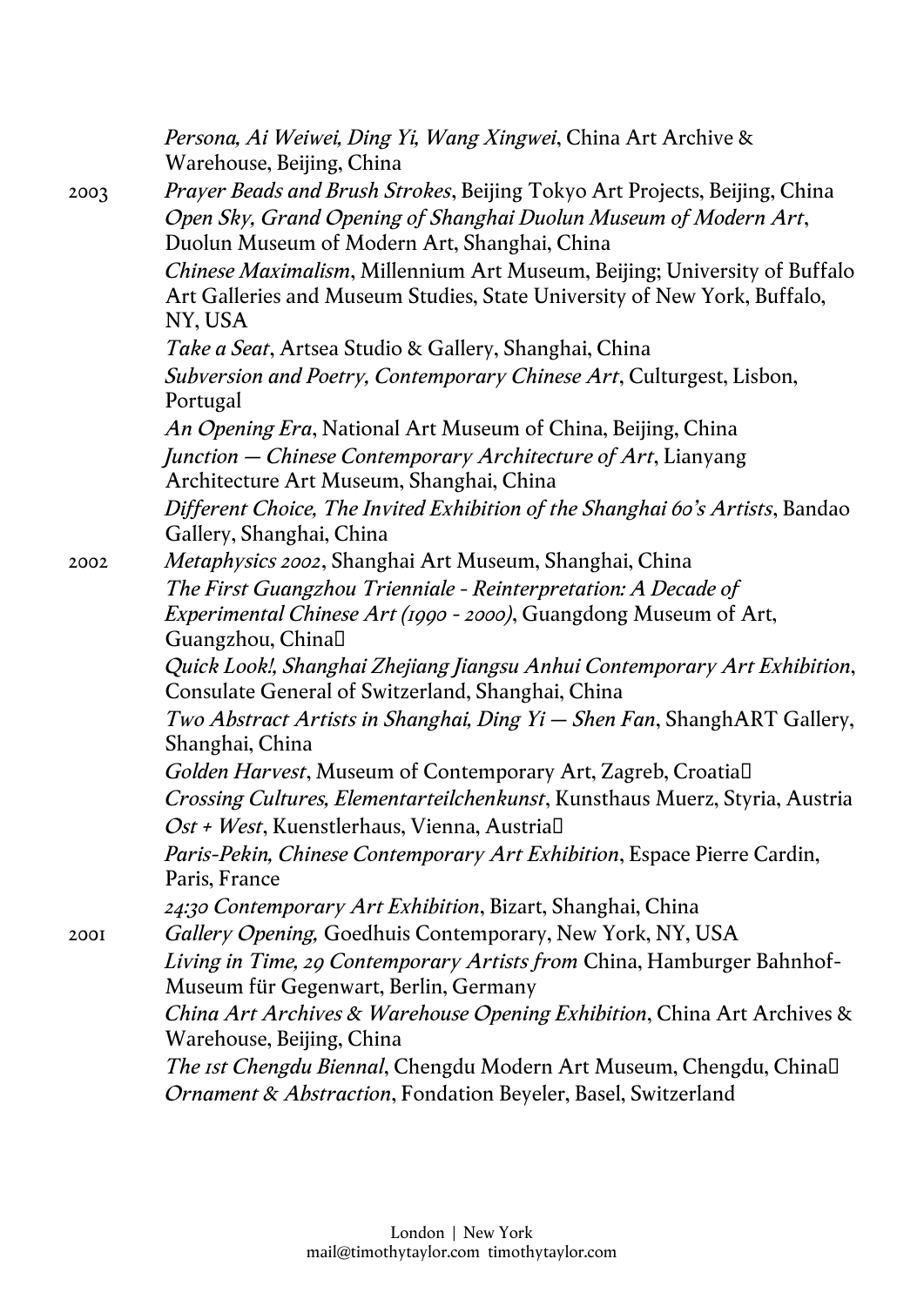*Persona, Ai Weiwei, Ding Yi, Wang Xingwei*, China Art Archive & Warehouse, Beijing, China

2003
*Prayer Beads and Brush Strokes*, Beijing Tokyo Art Projects, Beijing, China
*Open Sky, Grand Opening of Shanghai Duolun Museum of Modern Art*, Duolun Museum of Modern Art, Shanghai, China
*Chinese Maximalism*, Millennium Art Museum, Beijing; University of Buffalo Art Galleries and Museum Studies, State University of New York, Buffalo, NY, USA
*Take a Seat*, Artsea Studio & Gallery, Shanghai, China
*Subversion and Poetry, Contemporary Chinese Art*, Culturgest, Lisbon, Portugal
*An Opening Era*, National Art Museum of China, Beijing, China
*Junction — Chinese Contemporary Architecture of Art*, Lianyang Architecture Art Museum, Shanghai, China
*Different Choice, The Invited Exhibition of the Shanghai 60's Artists*, Bandao Gallery, Shanghai, China

2002
*Metaphysics 2002*, Shanghai Art Museum, Shanghai, China
*The First Guangzhou Trienniale - Reinterpretation: A Decade of Experimental Chinese Art (1990 - 2000)*, Guangdong Museum of Art, Guangzhou, China
*Quick Look!, Shanghai Zhejiang Jiangsu Anhui Contemporary Art Exhibition*, Consulate General of Switzerland, Shanghai, China
*Two Abstract Artists in Shanghai, Ding Yi — Shen Fan*, ShanghART Gallery, Shanghai, China
*Golden Harvest*, Museum of Contemporary Art, Zagreb, Croatia
*Crossing Cultures, Elementarteilchenkunst*, Kunsthaus Muerz, Styria, Austria
*Ost + West*, Kuenstlerhaus, Vienna, Austria
*Paris-Pekin, Chinese Contemporary Art Exhibition*, Espace Pierre Cardin, Paris, France
*24:30 Contemporary Art Exhibition*, Bizart, Shanghai, China

2001
*Gallery Opening,* Goedhuis Contemporary, New York, NY, USA
*Living in Time, 29 Contemporary Artists from* China, Hamburger Bahnhof-Museum für Gegenwart, Berlin, Germany
*China Art Archives & Warehouse Opening Exhibition*, China Art Archives & Warehouse, Beijing, China
*The 1st Chengdu Biennal*, Chengdu Modern Art Museum, Chengdu, China
*Ornament & Abstraction*, Fondation Beyeler, Basel, Switzerland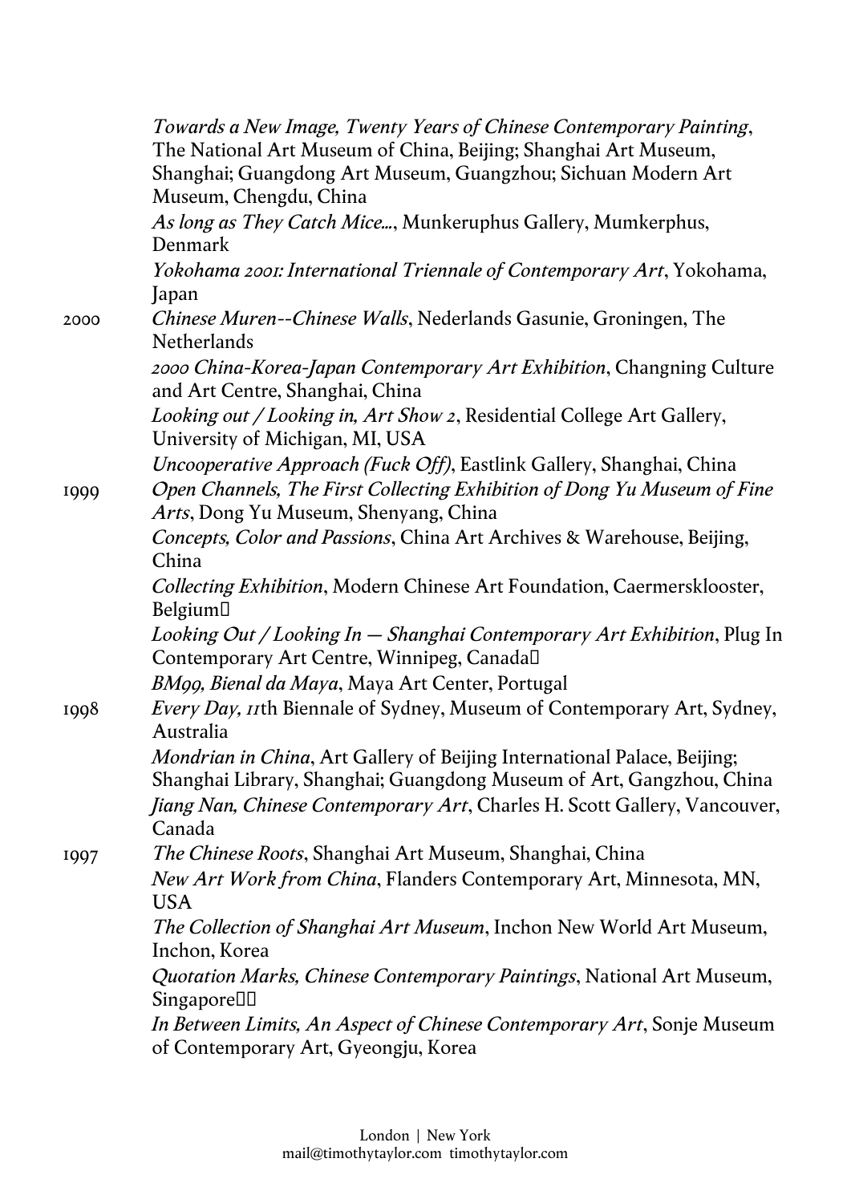*Towards a New Image, Twenty Years of Chinese Contemporary Painting*, The National Art Museum of China, Beijing; Shanghai Art Museum, Shanghai; Guangdong Art Museum, Guangzhou; Sichuan Modern Art Museum, Chengdu, China

*As long as They Catch Mice...*, Munkeruphus Gallery, Mumkerphus, Denmark

*Yokohama 2001: International Triennale of Contemporary Art*, Yokohama, Japan

2000 *Chinese Muren--Chinese Walls*, Nederlands Gasunie, Groningen, The Netherlands

*2000 China-Korea-Japan Contemporary Art Exhibition*, Changning Culture and Art Centre, Shanghai, China

*Looking out / Looking in, Art Show 2*, Residential College Art Gallery, University of Michigan, MI, USA

*Uncooperative Approach (Fuck Off)*, Eastlink Gallery, Shanghai, China

1999 *Open Channels, The First Collecting Exhibition of Dong Yu Museum of Fine Arts*, Dong Yu Museum, Shenyang, China

*Concepts, Color and Passions*, China Art Archives & Warehouse, Beijing, China

*Collecting Exhibition*, Modern Chinese Art Foundation, Caermersklooster, Belgium

*Looking Out / Looking In — Shanghai Contemporary Art Exhibition*, Plug In Contemporary Art Centre, Winnipeg, Canada

*BM99, Bienal da Maya*, Maya Art Center, Portugal

1998 *Every Day, 11*th Biennale of Sydney, Museum of Contemporary Art, Sydney, Australia

*Mondrian in China*, Art Gallery of Beijing International Palace, Beijing; Shanghai Library, Shanghai; Guangdong Museum of Art, Gangzhou, China

*Jiang Nan, Chinese Contemporary Art*, Charles H. Scott Gallery, Vancouver, Canada

1997 *The Chinese Roots*, Shanghai Art Museum, Shanghai, China

*New Art Work from China*, Flanders Contemporary Art, Minnesota, MN, USA

*The Collection of Shanghai Art Museum*, Inchon New World Art Museum, Inchon, Korea

*Quotation Marks, Chinese Contemporary Paintings*, National Art Museum, Singapore

*In Between Limits, An Aspect of Chinese Contemporary Art*, Sonje Museum of Contemporary Art, Gyeongju, Korea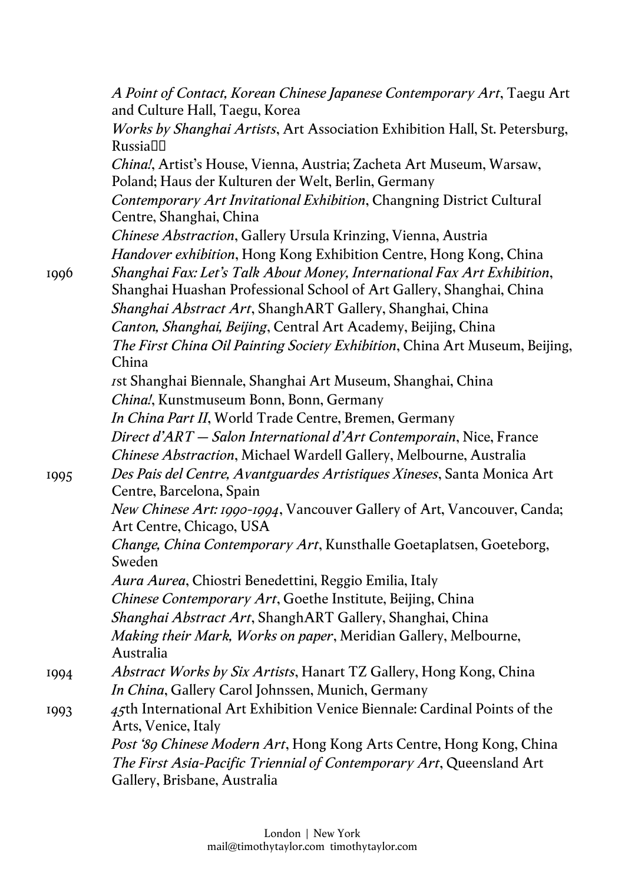*A Point of Contact, Korean Chinese Japanese Contemporary Art*, Taegu Art and Culture Hall, Taegu, Korea

*Works by Shanghai Artists*, Art Association Exhibition Hall, St. Petersburg, Russia

*China!*, Artist's House, Vienna, Austria; Zacheta Art Museum, Warsaw, Poland; Haus der Kulturen der Welt, Berlin, Germany

*Contemporary Art Invitational Exhibition*, Changning District Cultural Centre, Shanghai, China

*Chinese Abstraction*, Gallery Ursula Krinzing, Vienna, Austria

*Handover exhibition*, Hong Kong Exhibition Centre, Hong Kong, China

1996

*Shanghai Fax: Let's Talk About Money, International Fax Art Exhibition*, Shanghai Huashan Professional School of Art Gallery, Shanghai, China

*Shanghai Abstract Art*, ShanghART Gallery, Shanghai, China

*Canton, Shanghai, Beijing*, Central Art Academy, Beijing, China

*The First China Oil Painting Society Exhibition*, China Art Museum, Beijing, China

1st Shanghai Biennale, Shanghai Art Museum, Shanghai, China

*China!*, Kunstmuseum Bonn, Bonn, Germany

*In China Part II*, World Trade Centre, Bremen, Germany

*Direct d'ART — Salon International d'Art Contemporain*, Nice, France

*Chinese Abstraction*, Michael Wardell Gallery, Melbourne, Australia

1995

*Des Pais del Centre, Avantguardes Artistiques Xineses*, Santa Monica Art Centre, Barcelona, Spain

*New Chinese Art: 1990-1994*, Vancouver Gallery of Art, Vancouver, Canda; Art Centre, Chicago, USA

*Change, China Contemporary Art*, Kunsthalle Goetaplatsen, Goeteborg, Sweden

*Aura Aurea*, Chiostri Benedettini, Reggio Emilia, Italy

*Chinese Contemporary Art*, Goethe Institute, Beijing, China

*Shanghai Abstract Art*, ShanghART Gallery, Shanghai, China

*Making their Mark, Works on paper*, Meridian Gallery, Melbourne, Australia

1994

*Abstract Works by Six Artists*, Hanart TZ Gallery, Hong Kong, China

*In China*, Gallery Carol Johnssen, Munich, Germany

1993

45th International Art Exhibition Venice Biennale: Cardinal Points of the Arts, Venice, Italy

*Post '89 Chinese Modern Art*, Hong Kong Arts Centre, Hong Kong, China

*The First Asia-Pacific Triennial of Contemporary Art*, Queensland Art Gallery, Brisbane, Australia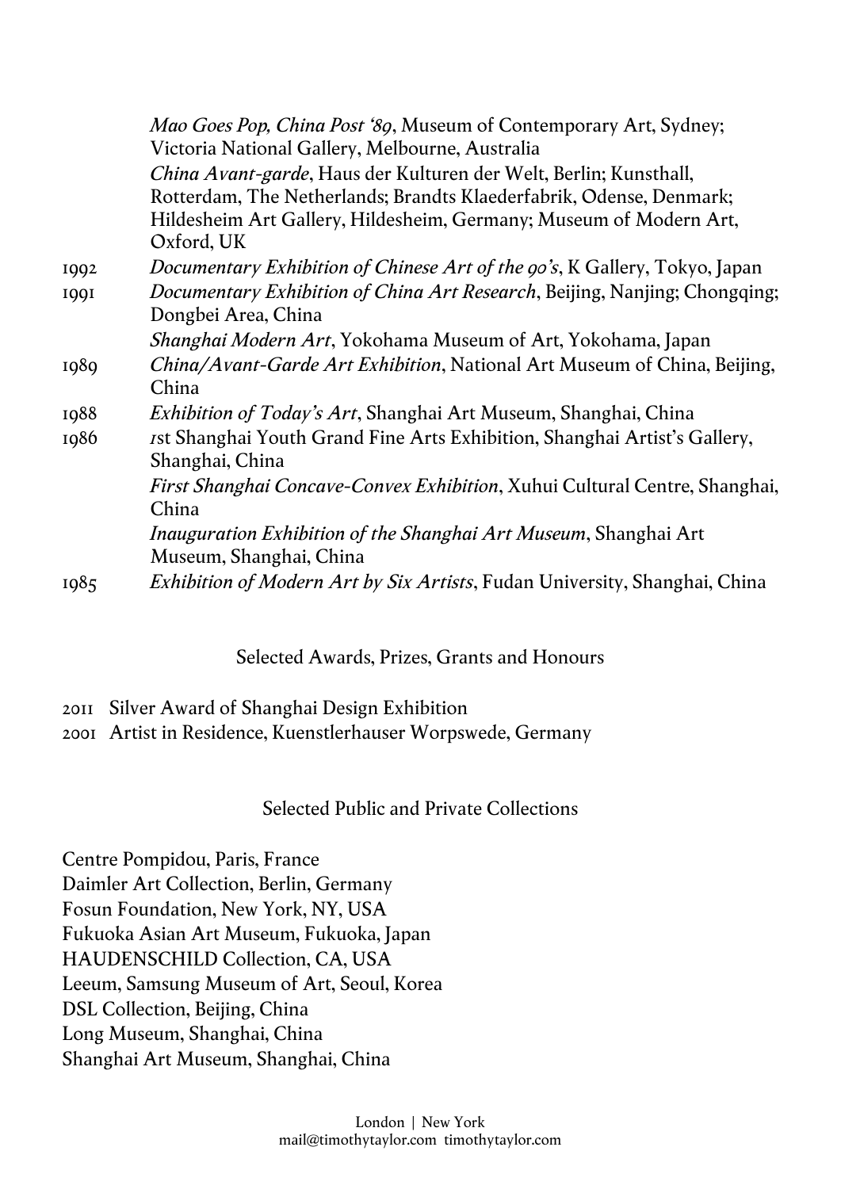*Mao Goes Pop, China Post '89*, Museum of Contemporary Art, Sydney; Victoria National Gallery, Melbourne, Australia

*China Avant-garde*, Haus der Kulturen der Welt, Berlin; Kunsthall, Rotterdam, The Netherlands; Brandts Klaederfabrik, Odense, Denmark; Hildesheim Art Gallery, Hildesheim, Germany; Museum of Modern Art, Oxford, UK

1992 *Documentary Exhibition of Chinese Art of the 90's*, K Gallery, Tokyo, Japan

1991 *Documentary Exhibition of China Art Research*, Beijing, Nanjing; Chongqing; Dongbei Area, China

*Shanghai Modern Art*, Yokohama Museum of Art, Yokohama, Japan

1989 *China/Avant-Garde Art Exhibition*, National Art Museum of China, Beijing, China

1988 *Exhibition of Today's Art*, Shanghai Art Museum, Shanghai, China

1986 *1*st Shanghai Youth Grand Fine Arts Exhibition, Shanghai Artist's Gallery, Shanghai, China

*First Shanghai Concave-Convex Exhibition*, Xuhui Cultural Centre, Shanghai, China

*Inauguration Exhibition of the Shanghai Art Museum*, Shanghai Art Museum, Shanghai, China

1985 *Exhibition of Modern Art by Six Artists*, Fudan University, Shanghai, China

## Selected Awards, Prizes, Grants and Honours

2011 Silver Award of Shanghai Design Exhibition

2001 Artist in Residence, Kuenstlerhauser Worpswede, Germany

## Selected Public and Private Collections

Centre Pompidou, Paris, France
Daimler Art Collection, Berlin, Germany
Fosun Foundation, New York, NY, USA
Fukuoka Asian Art Museum, Fukuoka, Japan
HAUDENSCHILD Collection, CA, USA
Leeum, Samsung Museum of Art, Seoul, Korea
DSL Collection, Beijing, China
Long Museum, Shanghai, China
Shanghai Art Museum, Shanghai, China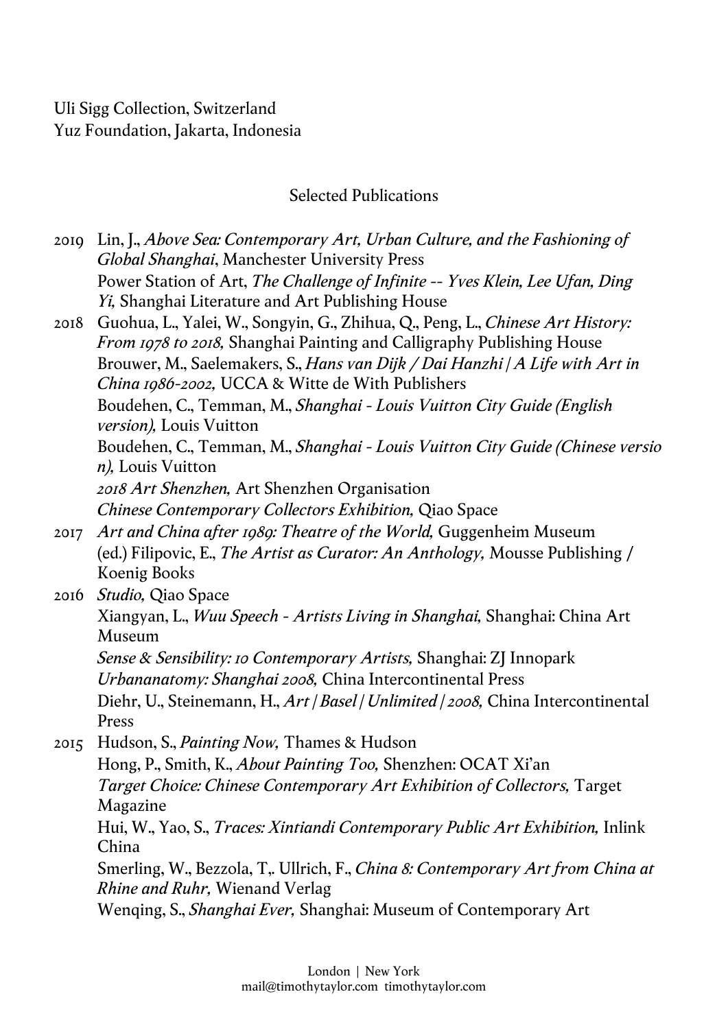Uli Sigg Collection, Switzerland
Yuz Foundation, Jakarta, Indonesia

## Selected Publications

2019 Lin, J., *Above Sea: Contemporary Art, Urban Culture, and the Fashioning of Global Shanghai*, Manchester University Press
Power Station of Art, *The Challenge of Infinite -- Yves Klein, Lee Ufan, Ding Yi,* Shanghai Literature and Art Publishing House

2018 Guohua, L., Yalei, W., Songyin, G., Zhihua, Q., Peng, L., *Chinese Art History: From 1978 to 2018,* Shanghai Painting and Calligraphy Publishing House
Brouwer, M., Saelemakers, S., *Hans van Dijk / Dai Hanzhi | A Life with Art in China 1986-2002,* UCCA & Witte de With Publishers
Boudehen, C., Temman, M., *Shanghai - Louis Vuitton City Guide (English version),* Louis Vuitton
Boudehen, C., Temman, M., *Shanghai - Louis Vuitton City Guide (Chinese version),* Louis Vuitton
*2018 Art Shenzhen,* Art Shenzhen Organisation
*Chinese Contemporary Collectors Exhibition,* Qiao Space

2017 *Art and China after 1989: Theatre of the World,* Guggenheim Museum
(ed.) Filipovic, E., *The Artist as Curator: An Anthology,* Mousse Publishing / Koenig Books

2016 *Studio,* Qiao Space
Xiangyan, L., *Wuu Speech - Artists Living in Shanghai,* Shanghai: China Art Museum
*Sense & Sensibility: 10 Contemporary Artists,* Shanghai: ZJ Innopark
*Urbananatomy: Shanghai 2008,* China Intercontinental Press
Diehr, U., Steinemann, H., *Art | Basel | Unlimited | 2008,* China Intercontinental Press

2015 Hudson, S., *Painting Now,* Thames & Hudson
Hong, P., Smith, K., *About Painting Too,* Shenzhen: OCAT Xi'an
*Target Choice: Chinese Contemporary Art Exhibition of Collectors,* Target Magazine
Hui, W., Yao, S., *Traces: Xintiandi Contemporary Public Art Exhibition,* Inlink China
Smerling, W., Bezzola, T,. Ullrich, F., *China 8: Contemporary Art from China at Rhine and Ruhr,* Wienand Verlag
Wenqing, S., *Shanghai Ever,* Shanghai: Museum of Contemporary Art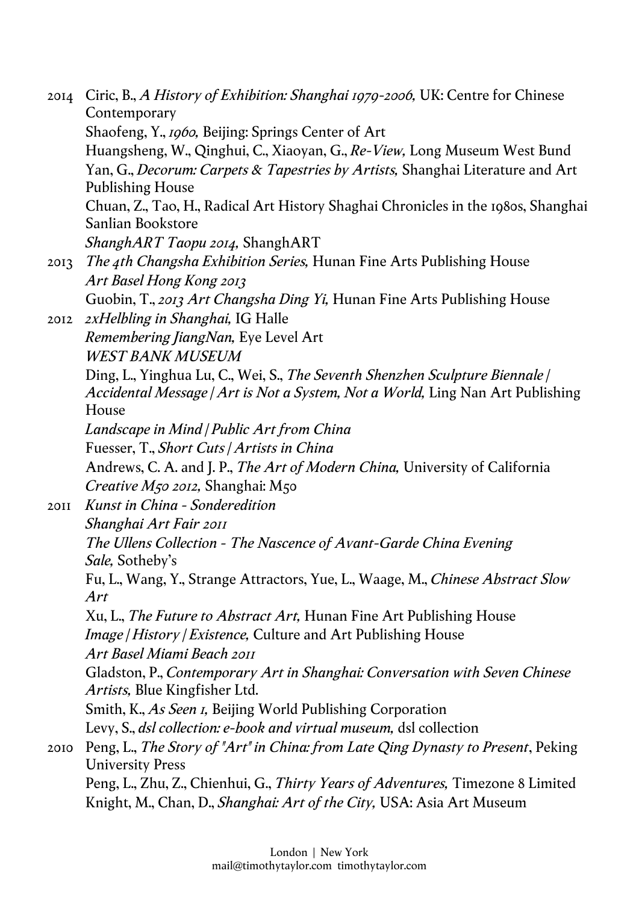2014 Ciric, B., *A History of Exhibition: Shanghai 1979-2006,* UK: Centre for Chinese Contemporary
Shaofeng, Y., *1960,* Beijing: Springs Center of Art
Huangsheng, W., Qinghui, C., Xiaoyan, G., *Re-View,* Long Museum West Bund
Yan, G., *Decorum: Carpets & Tapestries by Artists,* Shanghai Literature and Art Publishing House
Chuan, Z., Tao, H., Radical Art History Shaghai Chronicles in the 1980s, Shanghai Sanlian Bookstore
*ShanghART Taopu 2014,* ShanghART

2013 *The 4th Changsha Exhibition Series,* Hunan Fine Arts Publishing House
*Art Basel Hong Kong 2013*
Guobin, T., *2013 Art Changsha Ding Yi,* Hunan Fine Arts Publishing House

2012 *2xHelbling in Shanghai,* IG Halle
*Remembering JiangNan,* Eye Level Art
*WEST BANK MUSEUM*
Ding, L., Yinghua Lu, C., Wei, S., *The Seventh Shenzhen Sculpture Biennale | Accidental Message | Art is Not a System, Not a World,* Ling Nan Art Publishing House
*Landscape in Mind | Public Art from China*
Fuesser, T., *Short Cuts | Artists in China*
Andrews, C. A. and J. P., *The Art of Modern China,* University of California
*Creative M50 2012,* Shanghai: M50

2011 *Kunst in China - Sonderedition*
*Shanghai Art Fair 2011*
*The Ullens Collection - The Nascence of Avant-Garde China Evening Sale,* Sotheby's
Fu, L., Wang, Y., Strange Attractors, Yue, L., Waage, M., *Chinese Abstract Slow Art*
Xu, L., *The Future to Abstract Art,* Hunan Fine Art Publishing House
*Image | History | Existence,* Culture and Art Publishing House
*Art Basel Miami Beach 2011*
Gladston, P., *Contemporary Art in Shanghai: Conversation with Seven Chinese Artists,* Blue Kingfisher Ltd.
Smith, K., *As Seen 1,* Beijing World Publishing Corporation
Levy, S., *dsl collection: e-book and virtual museum,* dsl collection

2010 Peng, L., *The Story of "Art" in China: from Late Qing Dynasty to Present*, Peking University Press
Peng, L., Zhu, Z., Chienhui, G., *Thirty Years of Adventures,* Timezone 8 Limited
Knight, M., Chan, D., *Shanghai: Art of the City,* USA: Asia Art Museum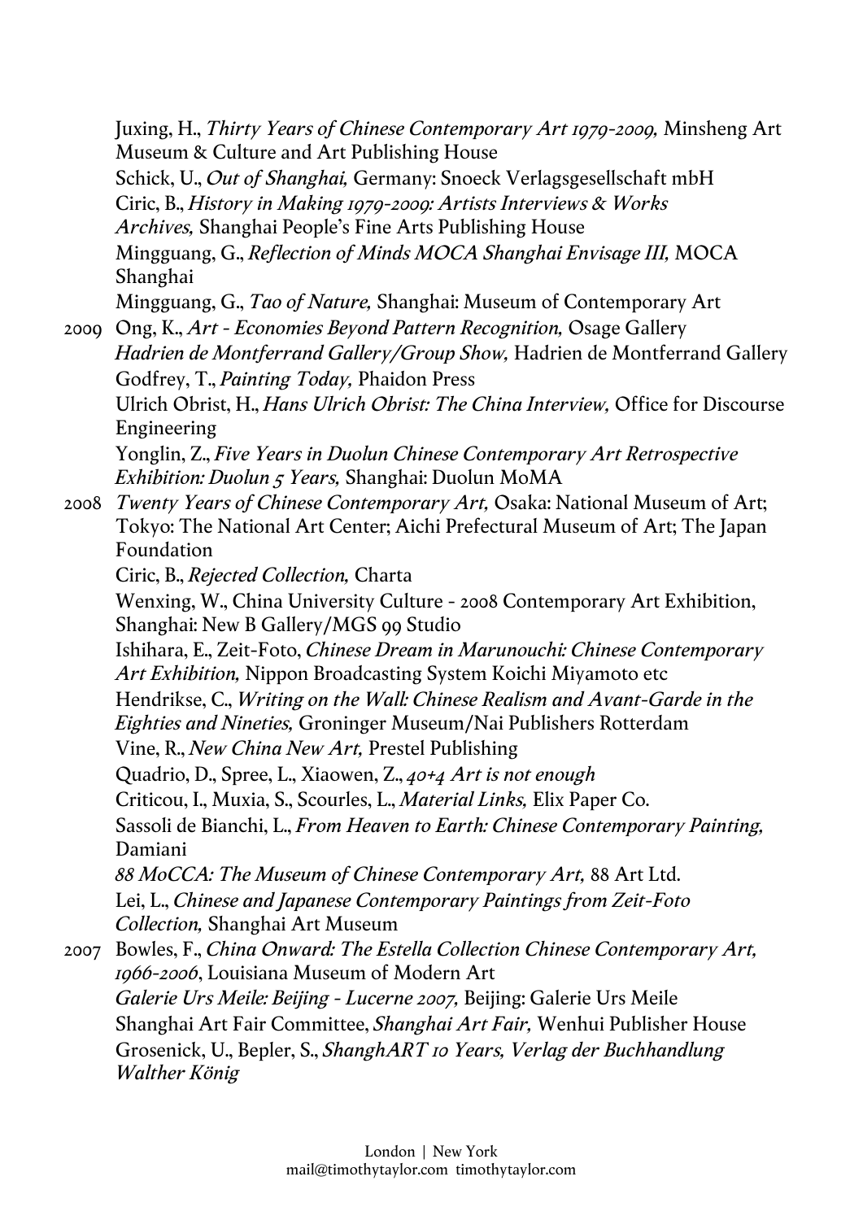Juxing, H., *Thirty Years of Chinese Contemporary Art 1979-2009,* Minsheng Art Museum & Culture and Art Publishing House

Schick, U., *Out of Shanghai,* Germany: Snoeck Verlagsgesellschaft mbH

Ciric, B., *History in Making 1979-2009: Artists Interviews & Works Archives,* Shanghai People's Fine Arts Publishing House

Mingguang, G., *Reflection of Minds MOCA Shanghai Envisage III,* MOCA Shanghai

Mingguang, G., *Tao of Nature,* Shanghai: Museum of Contemporary Art

2009 Ong, K., *Art - Economies Beyond Pattern Recognition,* Osage Gallery

*Hadrien de Montferrand Gallery/Group Show,* Hadrien de Montferrand Gallery

Godfrey, T., *Painting Today,* Phaidon Press

Ulrich Obrist, H., *Hans Ulrich Obrist: The China Interview,* Office for Discourse Engineering

Yonglin, Z., *Five Years in Duolun Chinese Contemporary Art Retrospective Exhibition: Duolun 5 Years,* Shanghai: Duolun MoMA

2008 *Twenty Years of Chinese Contemporary Art,* Osaka: National Museum of Art; Tokyo: The National Art Center; Aichi Prefectural Museum of Art; The Japan Foundation

Ciric, B., *Rejected Collection,* Charta

Wenxing, W., China University Culture - 2008 Contemporary Art Exhibition, Shanghai: New B Gallery/MGS 99 Studio

Ishihara, E., Zeit-Foto, *Chinese Dream in Marunouchi: Chinese Contemporary Art Exhibition,* Nippon Broadcasting System Koichi Miyamoto etc

Hendrikse, C., *Writing on the Wall: Chinese Realism and Avant-Garde in the Eighties and Nineties,* Groninger Museum/Nai Publishers Rotterdam

Vine, R., *New China New Art,* Prestel Publishing

Quadrio, D., Spree, L., Xiaowen, Z., *40+4 Art is not enough*

Criticou, I., Muxia, S., Scourles, L., *Material Links,* Elix Paper Co.

Sassoli de Bianchi, L., *From Heaven to Earth: Chinese Contemporary Painting,* Damiani

*88 MoCCA: The Museum of Chinese Contemporary Art,* 88 Art Ltd.

Lei, L., *Chinese and Japanese Contemporary Paintings from Zeit-Foto Collection,* Shanghai Art Museum

2007 Bowles, F., *China Onward: The Estella Collection Chinese Contemporary Art, 1966-2006*, Louisiana Museum of Modern Art

*Galerie Urs Meile: Beijing - Lucerne 2007,* Beijing: Galerie Urs Meile

Shanghai Art Fair Committee, *Shanghai Art Fair,* Wenhui Publisher House

Grosenick, U., Bepler, S., *ShanghART 10 Years, Verlag der Buchhandlung Walther König*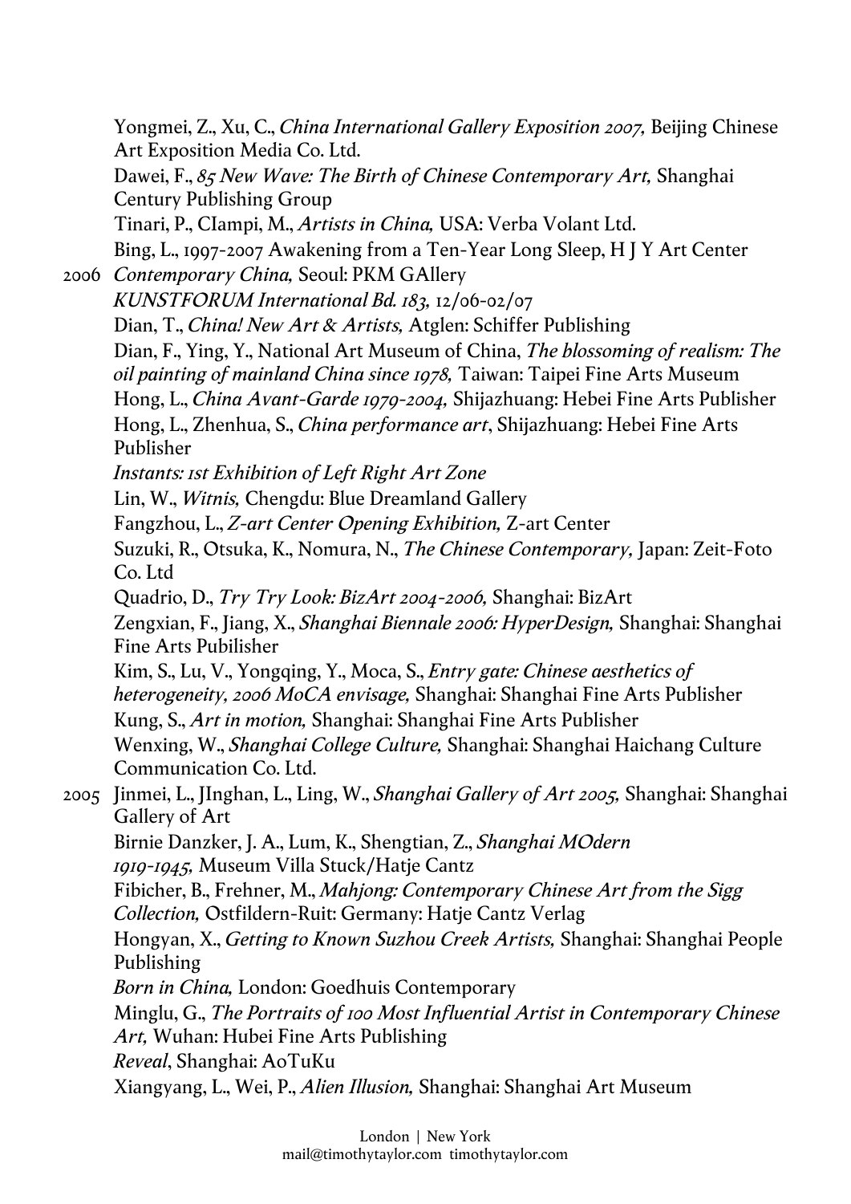Yongmei, Z., Xu, C., *China International Gallery Exposition 2007,* Beijing Chinese Art Exposition Media Co. Ltd.

Dawei, F., *85 New Wave: The Birth of Chinese Contemporary Art,* Shanghai Century Publishing Group

Tinari, P., CIampi, M., *Artists in China,* USA: Verba Volant Ltd.

Bing, L., 1997-2007 Awakening from a Ten-Year Long Sleep, H J Y Art Center

2006 *Contemporary China,* Seoul: PKM GAllery

*KUNSTFORUM International Bd. 183,* 12/06-02/07

Dian, T., *China! New Art & Artists,* Atglen: Schiffer Publishing

Dian, F., Ying, Y., National Art Museum of China, *The blossoming of realism: The oil painting of mainland China since 1978,* Taiwan: Taipei Fine Arts Museum

Hong, L., *China Avant-Garde 1979-2004,* Shijazhuang: Hebei Fine Arts Publisher

Hong, L., Zhenhua, S., *China performance art*, Shijazhuang: Hebei Fine Arts Publisher

*Instants: 1st Exhibition of Left Right Art Zone*

Lin, W., *Witnis,* Chengdu: Blue Dreamland Gallery

Fangzhou, L., *Z-art Center Opening Exhibition,* Z-art Center

Suzuki, R., Otsuka, K., Nomura, N., *The Chinese Contemporary,* Japan: Zeit-Foto Co. Ltd

Quadrio, D., *Try Try Look: BizArt 2004-2006,* Shanghai: BizArt

Zengxian, F., Jiang, X., *Shanghai Biennale 2006: HyperDesign,* Shanghai: Shanghai Fine Arts Pubilisher

Kim, S., Lu, V., Yongqing, Y., Moca, S., *Entry gate: Chinese aesthetics of heterogeneity, 2006 MoCA envisage,* Shanghai: Shanghai Fine Arts Publisher

Kung, S., *Art in motion,* Shanghai: Shanghai Fine Arts Publisher

Wenxing, W., *Shanghai College Culture,* Shanghai: Shanghai Haichang Culture Communication Co. Ltd.

2005 Jinmei, L., JInghan, L., Ling, W., *Shanghai Gallery of Art 2005,* Shanghai: Shanghai Gallery of Art

Birnie Danzker, J. A., Lum, K., Shengtian, Z., *Shanghai MOdern 1919-1945,* Museum Villa Stuck/Hatje Cantz

Fibicher, B., Frehner, M., *Mahjong: Contemporary Chinese Art from the Sigg Collection,* Ostfildern-Ruit: Germany: Hatje Cantz Verlag

Hongyan, X., *Getting to Known Suzhou Creek Artists,* Shanghai: Shanghai People Publishing

*Born in China,* London: Goedhuis Contemporary

Minglu, G., *The Portraits of 100 Most Influential Artist in Contemporary Chinese Art,* Wuhan: Hubei Fine Arts Publishing

*Reveal*, Shanghai: AoTuKu

Xiangyang, L., Wei, P., *Alien Illusion,* Shanghai: Shanghai Art Museum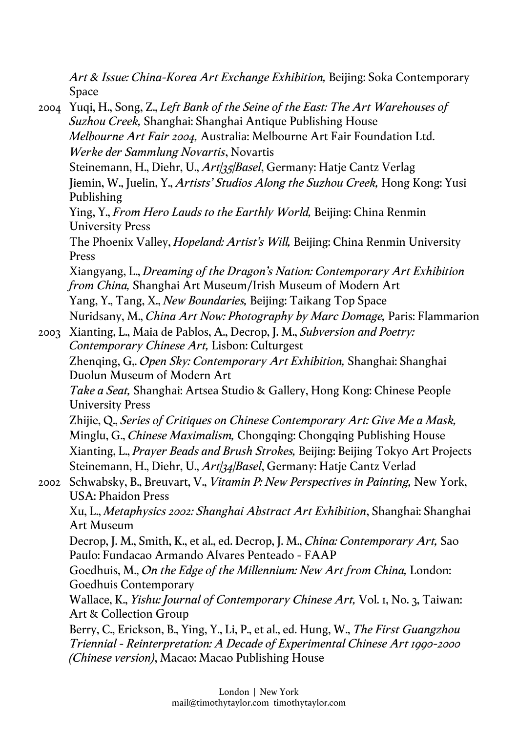*Art & Issue: China-Korea Art Exchange Exhibition,* Beijing: Soka Contemporary Space

2004 Yuqi, H., Song, Z., *Left Bank of the Seine of the East: The Art Warehouses of Suzhou Creek,* Shanghai: Shanghai Antique Publishing House

*Melbourne Art Fair 2004,* Australia: Melbourne Art Fair Foundation Ltd.

*Werke der Sammlung Novartis*, Novartis

Steinemann, H., Diehr, U., *Art/35/Basel*, Germany: Hatje Cantz Verlag

Jiemin, W., Juelin, Y., *Artists' Studios Along the Suzhou Creek,* Hong Kong: Yusi Publishing

Ying, Y., *From Hero Lauds to the Earthly World,* Beijing: China Renmin University Press

The Phoenix Valley, *Hopeland: Artist's Will,* Beijing: China Renmin University Press

Xiangyang, L., *Dreaming of the Dragon's Nation: Contemporary Art Exhibition from China,* Shanghai Art Museum/Irish Museum of Modern Art

Yang, Y., Tang, X., *New Boundaries,* Beijing: Taikang Top Space

Nuridsany, M., *China Art Now: Photography by Marc Domage,* Paris: Flammarion

2003 Xianting, L., Maia de Pablos, A., Decrop, J. M., *Subversion and Poetry: Contemporary Chinese Art,* Lisbon: Culturgest

Zhenqing, G,. *Open Sky: Contemporary Art Exhibition,* Shanghai: Shanghai Duolun Museum of Modern Art

*Take a Seat,* Shanghai: Artsea Studio & Gallery, Hong Kong: Chinese People University Press

Zhijie, Q., *Series of Critiques on Chinese Contemporary Art: Give Me a Mask,*

Minglu, G., *Chinese Maximalism,* Chongqing: Chongqing Publishing House

Xianting, L., *Prayer Beads and Brush Strokes,* Beijing: Beijing Tokyo Art Projects

Steinemann, H., Diehr, U., *Art/34/Basel*, Germany: Hatje Cantz Verlad

2002 Schwabsky, B., Breuvart, V., *Vitamin P: New Perspectives in Painting,* New York, USA: Phaidon Press

Xu, L., *Metaphysics 2002: Shanghai Abstract Art Exhibition*, Shanghai: Shanghai Art Museum

Decrop, J. M., Smith, K., et al., ed. Decrop, J. M., *China: Contemporary Art,* Sao Paulo: Fundacao Armando Alvares Penteado - FAAP

Goedhuis, M., *On the Edge of the Millennium: New Art from China,* London: Goedhuis Contemporary

Wallace, K., *Yishu: Journal of Contemporary Chinese Art,* Vol. 1, No. 3, Taiwan: Art & Collection Group

Berry, C., Erickson, B., Ying, Y., Li, P., et al., ed. Hung, W., *The First Guangzhou Triennial - Reinterpretation: A Decade of Experimental Chinese Art 1990-2000 (Chinese version)*, Macao: Macao Publishing House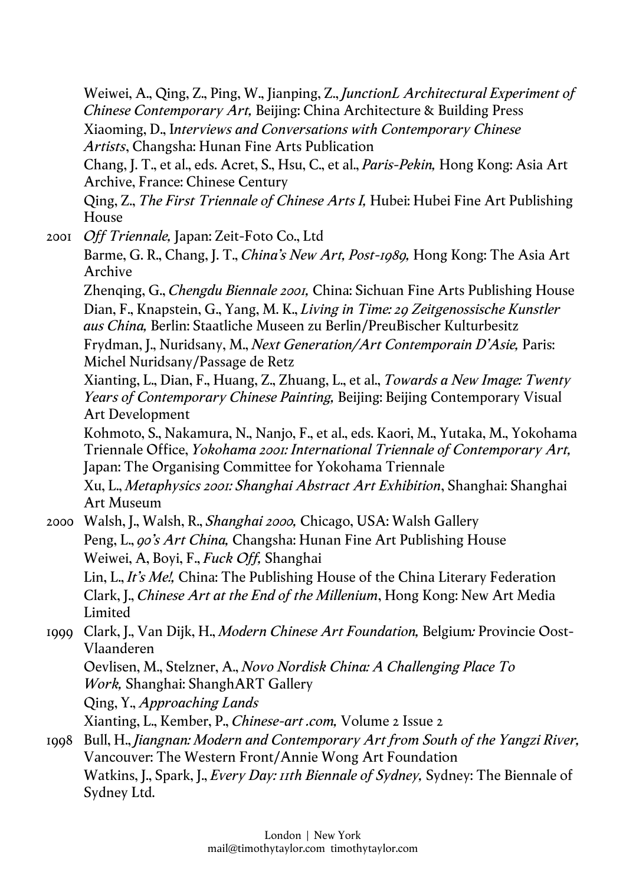Weiwei, A., Qing, Z., Ping, W., Jianping, Z., *JunctionL Architectural Experiment of Chinese Contemporary Art,* Beijing: China Architecture & Building Press

Xiaoming, D., I*nterviews and Conversations with Contemporary Chinese Artists*, Changsha: Hunan Fine Arts Publication

Chang, J. T., et al., eds. Acret, S., Hsu, C., et al., *Paris-Pekin,* Hong Kong: Asia Art Archive, France: Chinese Century

Qing, Z., *The First Triennale of Chinese Arts I,* Hubei: Hubei Fine Art Publishing House

2001 *Off Triennale,* Japan: Zeit-Foto Co., Ltd

Barme, G. R., Chang, J. T., *China's New Art, Post-1989,* Hong Kong: The Asia Art Archive

Zhenqing, G., *Chengdu Biennale 2001,* China: Sichuan Fine Arts Publishing House

Dian, F., Knapstein, G., Yang, M. K., *Living in Time: 29 Zeitgenossische Kunstler aus China,* Berlin: Staatliche Museen zu Berlin/PreuBischer Kulturbesitz

Frydman, J., Nuridsany, M., *Next Generation/Art Contemporain D'Asie,* Paris: Michel Nuridsany/Passage de Retz

Xianting, L., Dian, F., Huang, Z., Zhuang, L., et al., *Towards a New Image: Twenty Years of Contemporary Chinese Painting,* Beijing: Beijing Contemporary Visual Art Development

Kohmoto, S., Nakamura, N., Nanjo, F., et al., eds. Kaori, M., Yutaka, M., Yokohama Triennale Office, *Yokohama 2001: International Triennale of Contemporary Art,* Japan: The Organising Committee for Yokohama Triennale

Xu, L., *Metaphysics 2001: Shanghai Abstract Art Exhibition*, Shanghai: Shanghai Art Museum

2000 Walsh, J., Walsh, R., *Shanghai 2000,* Chicago, USA: Walsh Gallery

Peng, L., *90's Art China,* Changsha: Hunan Fine Art Publishing House

Weiwei, A, Boyi, F., *Fuck Off,* Shanghai

Lin, L., *It's Me!,* China: The Publishing House of the China Literary Federation

Clark, J., *Chinese Art at the End of the Millenium*, Hong Kong: New Art Media Limited

1999 Clark, J., Van Dijk, H., *Modern Chinese Art Foundation,* Belgium: Provincie Oost-Vlaanderen

Oevlisen, M., Stelzner, A., *Novo Nordisk China: A Challenging Place To Work,* Shanghai: ShanghART Gallery

Qing, Y., *Approaching Lands*

Xianting, L., Kember, P., *Chinese-art .com,* Volume 2 Issue 2

1998 Bull, H., *Jiangnan: Modern and Contemporary Art from South of the Yangzi River,* Vancouver: The Western Front/Annie Wong Art Foundation

Watkins, J., Spark, J., *Every Day: 11th Biennale of Sydney,* Sydney: The Biennale of Sydney Ltd.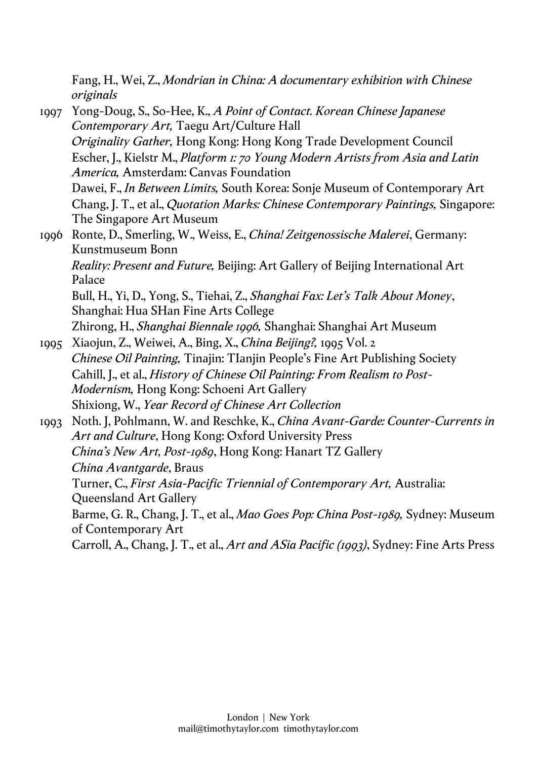Fang, H., Wei, Z., *Mondrian in China: A documentary exhibition with Chinese originals*

1997 Yong-Doug, S., So-Hee, K., *A Point of Contact. Korean Chinese Japanese Contemporary Art,* Taegu Art/Culture Hall

*Originality Gather,* Hong Kong: Hong Kong Trade Development Council

Escher, J., Kielstr M., *Platform 1: 70 Young Modern Artists from Asia and Latin America,* Amsterdam: Canvas Foundation

Dawei, F., *In Between Limits,* South Korea: Sonje Museum of Contemporary Art

Chang, J. T., et al., *Quotation Marks: Chinese Contemporary Paintings,* Singapore: The Singapore Art Museum

1996 Ronte, D., Smerling, W., Weiss, E., *China! Zeitgenossische Malerei*, Germany: Kunstmuseum Bonn

*Reality: Present and Future,* Beijing: Art Gallery of Beijing International Art Palace

Bull, H., Yi, D., Yong, S., Tiehai, Z., *Shanghai Fax: Let's Talk About Money*, Shanghai: Hua SHan Fine Arts College

Zhirong, H., *Shanghai Biennale 1996,* Shanghai: Shanghai Art Museum

1995 Xiaojun, Z., Weiwei, A., Bing, X., *China Beijing?,* 1995 Vol. 2

*Chinese Oil Painting,* Tinajin: TIanjin People's Fine Art Publishing Society

Cahill, J., et al., *History of Chinese Oil Painting: From Realism to Post-Modernism,* Hong Kong: Schoeni Art Gallery

Shixiong, W., *Year Record of Chinese Art Collection*

1993 Noth. J, Pohlmann, W. and Reschke, K., *China Avant-Garde: Counter-Currents in Art and Culture*, Hong Kong: Oxford University Press

*China's New Art, Post-1989*, Hong Kong: Hanart TZ Gallery

*China Avantgarde*, Braus

Turner, C., *First Asia-Pacific Triennial of Contemporary Art,* Australia: Queensland Art Gallery

Barme, G. R., Chang, J. T., et al., *Mao Goes Pop: China Post-1989,* Sydney: Museum of Contemporary Art

Carroll, A., Chang, J. T., et al., *Art and ASia Pacific (1993)*, Sydney: Fine Arts Press